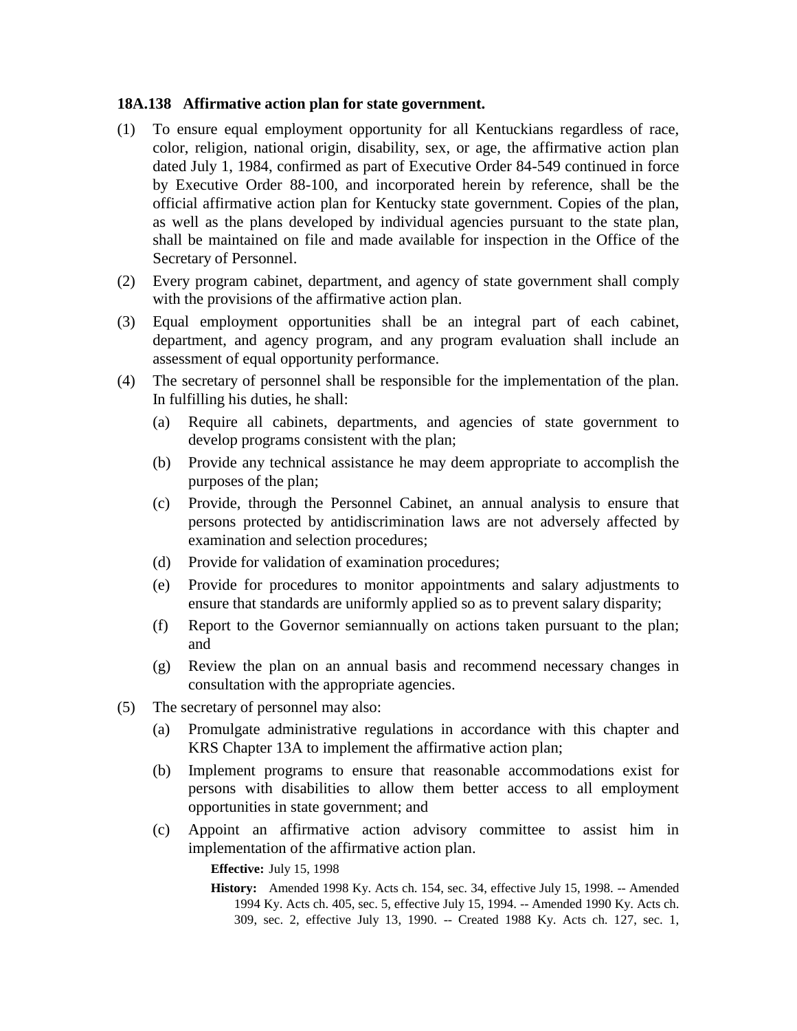**18A.138 Affirmative action plan for state government.**

(1) To ensure equal employment opportunity for all Kentuckians regardless of race, color, religion, national origin, disability, sex, or age, the affirmative action plan dated July 1, 1984, confirmed as part of Executive Order 84-549 continued in force by Executive Order 88-100, and incorporated herein by reference, shall be the official affirmative action plan for Kentucky state government. Copies of the plan, as well as the plans developed by individual agencies pursuant to the state plan, shall be maintained on file and made available for inspection in the Office of the Secretary of Personnel.

(2) Every program cabinet, department, and agency of state government shall comply with the provisions of the affirmative action plan.

(3) Equal employment opportunities shall be an integral part of each cabinet, department, and agency program, and any program evaluation shall include an assessment of equal opportunity performance.

(4) The secretary of personnel shall be responsible for the implementation of the plan. In fulfilling his duties, he shall:

   (a) Require all cabinets, departments, and agencies of state government to develop programs consistent with the plan;

   (b) Provide any technical assistance he may deem appropriate to accomplish the purposes of the plan;

   (c) Provide, through the Personnel Cabinet, an annual analysis to ensure that persons protected by antidiscrimination laws are not adversely affected by examination and selection procedures;

   (d) Provide for validation of examination procedures;

   (e) Provide for procedures to monitor appointments and salary adjustments to ensure that standards are uniformly applied so as to prevent salary disparity;

   (f) Report to the Governor semiannually on actions taken pursuant to the plan; and

   (g) Review the plan on an annual basis and recommend necessary changes in consultation with the appropriate agencies.

(5) The secretary of personnel may also:

   (a) Promulgate administrative regulations in accordance with this chapter and KRS Chapter 13A to implement the affirmative action plan;

   (b) Implement programs to ensure that reasonable accommodations exist for persons with disabilities to allow them better access to all employment opportunities in state government; and

   (c) Appoint an affirmative action advisory committee to assist him in implementation of the affirmative action plan.

**Effective:** July 15, 1998

**History:** Amended 1998 Ky. Acts ch. 154, sec. 34, effective July 15, 1998. -- Amended 1994 Ky. Acts ch. 405, sec. 5, effective July 15, 1994. -- Amended 1990 Ky. Acts ch. 309, sec. 2, effective July 13, 1990. -- Created 1988 Ky. Acts ch. 127, sec. 1,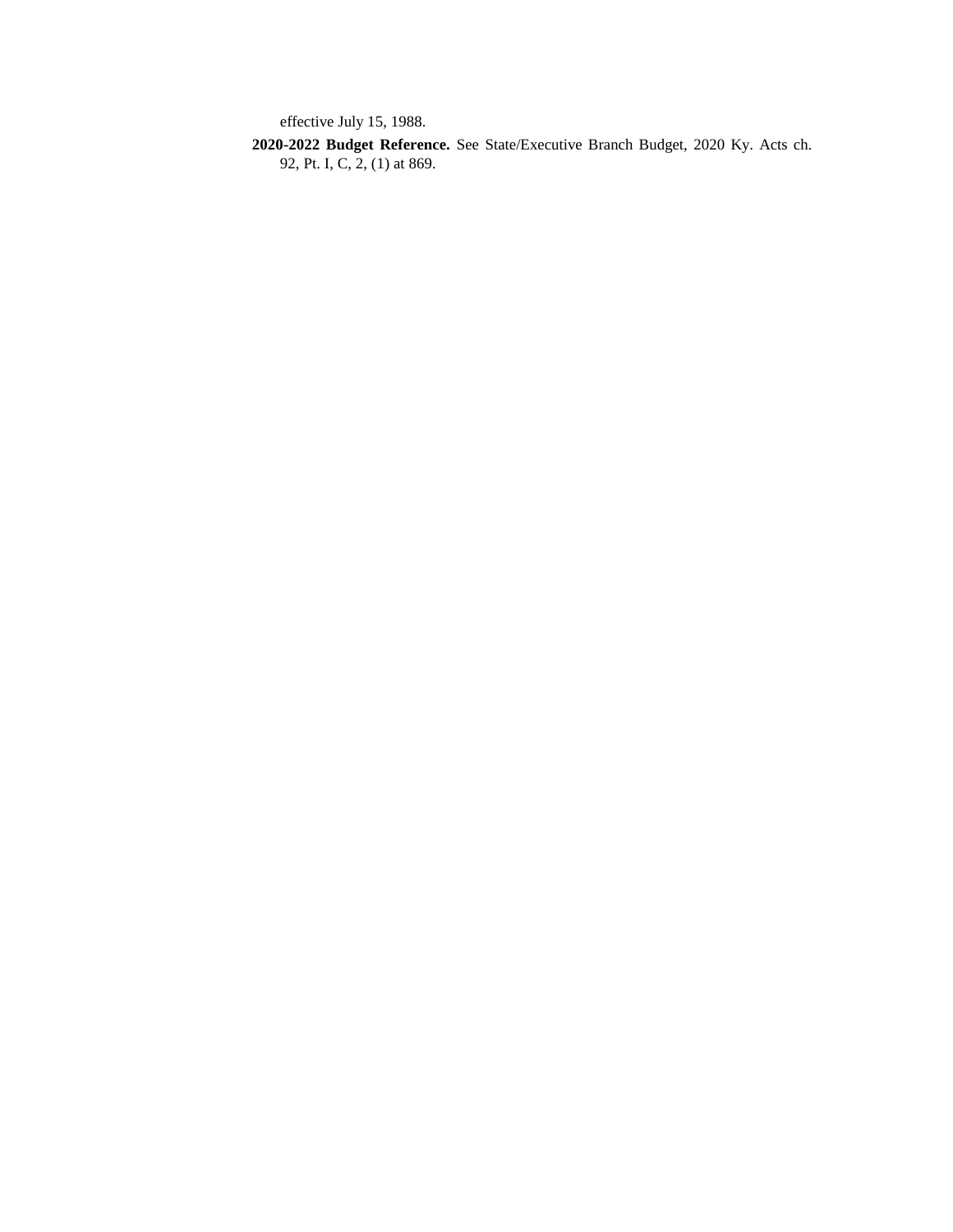effective July 15, 1988.

**2020-2022 Budget Reference.** See State/Executive Branch Budget, 2020 Ky. Acts ch. 92, Pt. I, C, 2, (1) at 869.